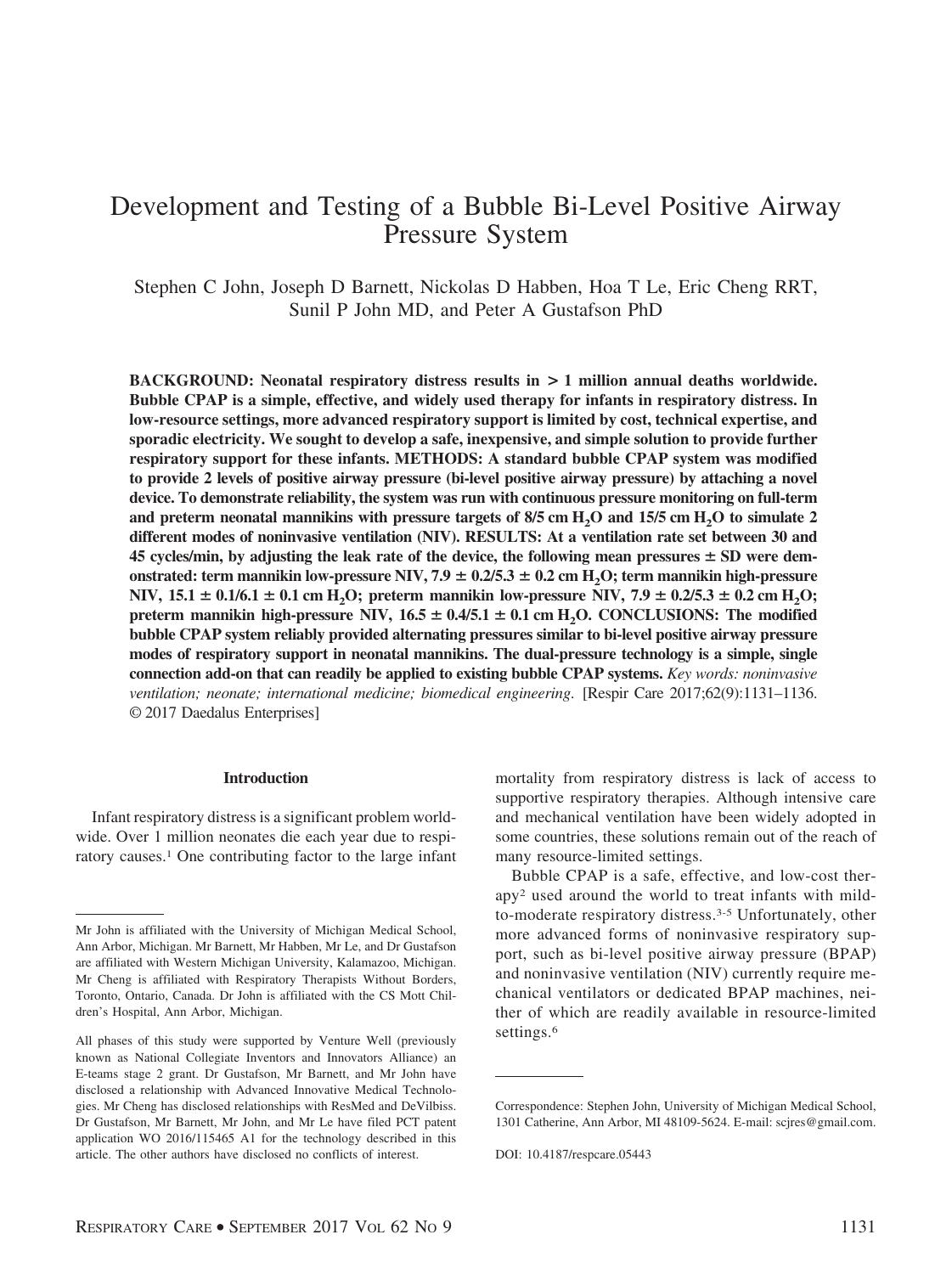# Development and Testing of a Bubble Bi-Level Positive Airway Pressure System

Stephen C John, Joseph D Barnett, Nickolas D Habben, Hoa T Le, Eric Cheng RRT, Sunil P John MD, and Peter A Gustafson PhD

**BACKGROUND: Neonatal respiratory distress results in > 1 million annual deaths worldwide. Bubble CPAP is a simple, effective, and widely used therapy for infants in respiratory distress. In low-resource settings, more advanced respiratory support is limited by cost, technical expertise, and sporadic electricity. We sought to develop a safe, inexpensive, and simple solution to provide further respiratory support for these infants. METHODS: A standard bubble CPAP system was modified to provide 2 levels of positive airway pressure (bi-level positive airway pressure) by attaching a novel device. To demonstrate reliability, the system was run with continuous pressure monitoring on full-term and preterm neonatal mannikins with pressure targets of 8/5 cm $H_2O$ and 15/5 cm $H_2O$ to simulate 2 different modes of noninvasive ventilation (NIV). RESULTS: At a ventilation rate set between 30 and 45 cycles/min, by adjusting the leak rate of the device, the following mean pressures ± SD were demonstrated: term mannikin low-pressure NIV, 7.9 ± 0.2/5.3 ± 0.2 cm $H_2O$; term mannikin high-pressure NIV, 15.1 ± 0.1/6.1 ± 0.1 cm $H_2O$; preterm mannikin low-pressure NIV, 7.9 ± 0.2/5.3 ± 0.2 cm $H_2O$; preterm mannikin high-pressure NIV, 16.5 ± 0.4/5.1 ± 0.1 cm $H_2O$. CONCLUSIONS: The modified bubble CPAP system reliably provided alternating pressures similar to bi-level positive airway pressure modes of respiratory support in neonatal mannikins. The dual-pressure technology is a simple, single connection add-on that can readily be applied to existing bubble CPAP systems.** *Key words: noninvasive ventilation; neonate; international medicine; biomedical engineering.* [Respir Care 2017;62(9):1131–1136. © 2017 Daedalus Enterprises]

## Introduction

Infant respiratory distress is a significant problem worldwide. Over 1 million neonates die each year due to respiratory causes.[1] One contributing factor to the large infant mortality from respiratory distress is lack of access to supportive respiratory therapies. Although intensive care and mechanical ventilation have been widely adopted in some countries, these solutions remain out of the reach of many resource-limited settings.

Bubble CPAP is a safe, effective, and low-cost therapy[2] used around the world to treat infants with mild-to-moderate respiratory distress.[3-5] Unfortunately, other more advanced forms of noninvasive respiratory support, such as bi-level positive airway pressure (BPAP) and noninvasive ventilation (NIV) currently require mechanical ventilators or dedicated BPAP machines, neither of which are readily available in resource-limited settings.[6]

---

Mr John is affiliated with the University of Michigan Medical School, Ann Arbor, Michigan. Mr Barnett, Mr Habben, Mr Le, and Dr Gustafson are affiliated with Western Michigan University, Kalamazoo, Michigan. Mr Cheng is affiliated with Respiratory Therapists Without Borders, Toronto, Ontario, Canada. Dr John is affiliated with the CS Mott Children's Hospital, Ann Arbor, Michigan.

All phases of this study were supported by Venture Well (previously known as National Collegiate Inventors and Innovators Alliance) an E-teams stage 2 grant. Dr Gustafson, Mr Barnett, and Mr John have disclosed a relationship with Advanced Innovative Medical Technologies. Mr Cheng has disclosed relationships with ResMed and DeVilbiss. Dr Gustafson, Mr Barnett, Mr John, and Mr Le have filed PCT patent application WO 2016/115465 A1 for the technology described in this article. The other authors have disclosed no conflicts of interest.

Correspondence: Stephen John, University of Michigan Medical School, 1301 Catherine, Ann Arbor, MI 48109-5624. E-mail: scjres@gmail.com.

DOI: 10.4187/respcare.05443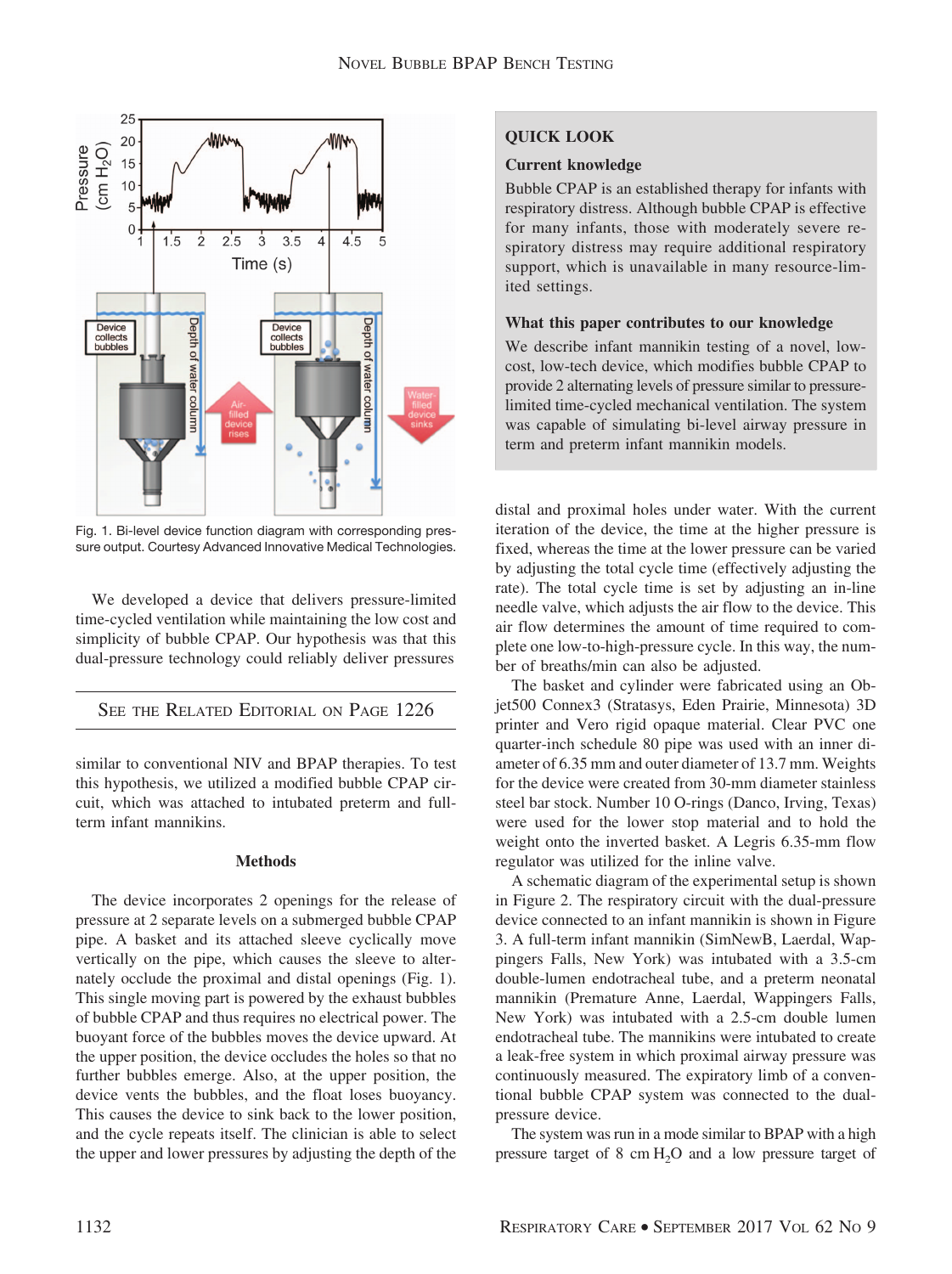Fig. 1. Bi-level device function diagram with corresponding pressure output. Courtesy Advanced Innovative Medical Technologies.

We developed a device that delivers pressure-limited time-cycled ventilation while maintaining the low cost and simplicity of bubble CPAP. Our hypothesis was that this dual-pressure technology could reliably deliver pressures similar to conventional NIV and BPAP therapies. To test this hypothesis, we utilized a modified bubble CPAP circuit, which was attached to intubated preterm and full-term infant mannikins.

SEE THE RELATED EDITORIAL ON PAGE 1226

> **QUICK LOOK**
>
> **Current knowledge**
>
> Bubble CPAP is an established therapy for infants with respiratory distress. Although bubble CPAP is effective for many infants, those with moderately severe respiratory distress may require additional respiratory support, which is unavailable in many resource-limited settings.
>
> **What this paper contributes to our knowledge**
>
> We describe infant mannikin testing of a novel, low-cost, low-tech device, which modifies bubble CPAP to provide 2 alternating levels of pressure similar to pressure-limited time-cycled mechanical ventilation. The system was capable of simulating bi-level airway pressure in term and preterm infant mannikin models.

## Methods

The device incorporates 2 openings for the release of pressure at 2 separate levels on a submerged bubble CPAP pipe. A basket and its attached sleeve cyclically move vertically on the pipe, which causes the sleeve to alternately occlude the proximal and distal openings (Fig. 1). This single moving part is powered by the exhaust bubbles of bubble CPAP and thus requires no electrical power. The buoyant force of the bubbles moves the device upward. At the upper position, the device occludes the holes so that no further bubbles emerge. Also, at the upper position, the device vents the bubbles, and the float loses buoyancy. This causes the device to sink back to the lower position, and the cycle repeats itself. The clinician is able to select the upper and lower pressures by adjusting the depth of the distal and proximal holes under water. With the current iteration of the device, the time at the higher pressure is fixed, whereas the time at the lower pressure can be varied by adjusting the total cycle time (effectively adjusting the rate). The total cycle time is set by adjusting an in-line needle valve, which adjusts the air flow to the device. This air flow determines the amount of time required to complete one low-to-high-pressure cycle. In this way, the number of breaths/min can also be adjusted.

The basket and cylinder were fabricated using an Objet500 Connex3 (Stratasys, Eden Prairie, Minnesota) 3D printer and Vero rigid opaque material. Clear PVC one quarter-inch schedule 80 pipe was used with an inner diameter of 6.35 mm and outer diameter of 13.7 mm. Weights for the device were created from 30-mm diameter stainless steel bar stock. Number 10 O-rings (Danco, Irving, Texas) were used for the lower stop material and to hold the weight onto the inverted basket. A Legris 6.35-mm flow regulator was utilized for the inline valve.

A schematic diagram of the experimental setup is shown in Figure 2. The respiratory circuit with the dual-pressure device connected to an infant mannikin is shown in Figure 3. A full-term infant mannikin (SimNewB, Laerdal, Wappingers Falls, New York) was intubated with a 3.5-cm double-lumen endotracheal tube, and a preterm neonatal mannikin (Premature Anne, Laerdal, Wappingers Falls, New York) was intubated with a 2.5-cm double lumen endotracheal tube. The mannikins were intubated to create a leak-free system in which proximal airway pressure was continuously measured. The expiratory limb of a conventional bubble CPAP system was connected to the dual-pressure device.

The system was run in a mode similar to BPAP with a high pressure target of 8 cm $H_2O$ and a low pressure target of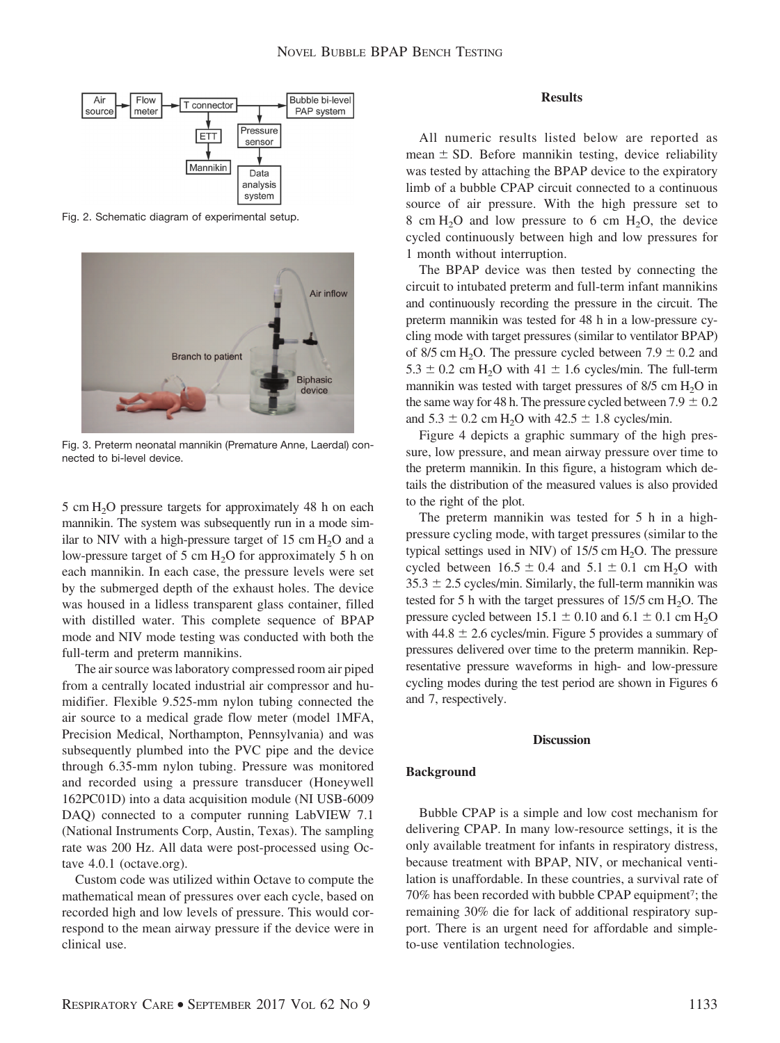Fig. 2. Schematic diagram of experimental setup.

Fig. 3. Preterm neonatal mannikin (Premature Anne, Laerdal) connected to bi-level device.

5 cm $H_2O$ pressure targets for approximately 48 h on each mannikin. The system was subsequently run in a mode similar to NIV with a high-pressure target of 15 cm $H_2O$ and a low-pressure target of 5 cm $H_2O$ for approximately 5 h on each mannikin. In each case, the pressure levels were set by the submerged depth of the exhaust holes. The device was housed in a lidless transparent glass container, filled with distilled water. This complete sequence of BPAP mode and NIV mode testing was conducted with both the full-term and preterm mannikins.

The air source was laboratory compressed room air piped from a centrally located industrial air compressor and humidifier. Flexible 9.525-mm nylon tubing connected the air source to a medical grade flow meter (model 1MFA, Precision Medical, Northampton, Pennsylvania) and was subsequently plumbed into the PVC pipe and the device through 6.35-mm nylon tubing. Pressure was monitored and recorded using a pressure transducer (Honeywell 162PC01D) into a data acquisition module (NI USB-6009 DAQ) connected to a computer running LabVIEW 7.1 (National Instruments Corp, Austin, Texas). The sampling rate was 200 Hz. All data were post-processed using Octave 4.0.1 (octave.org).

Custom code was utilized within Octave to compute the mathematical mean of pressures over each cycle, based on recorded high and low levels of pressure. This would correspond to the mean airway pressure if the device were in clinical use.

## Results

All numeric results listed below are reported as mean ± SD. Before mannikin testing, device reliability was tested by attaching the BPAP device to the expiratory limb of a bubble CPAP circuit connected to a continuous source of air pressure. With the high pressure set to 8 cm $H_2O$ and low pressure to 6 cm $H_2O$, the device cycled continuously between high and low pressures for 1 month without interruption.

The BPAP device was then tested by connecting the circuit to intubated preterm and full-term infant mannikins and continuously recording the pressure in the circuit. The preterm mannikin was tested for 48 h in a low-pressure cycling mode with target pressures (similar to ventilator BPAP) of 8/5 cm $H_2O$. The pressure cycled between 7.9 ± 0.2 and 5.3 ± 0.2 cm $H_2O$ with 41 ± 1.6 cycles/min. The full-term mannikin was tested with target pressures of 8/5 cm $H_2O$ in the same way for 48 h. The pressure cycled between 7.9 ± 0.2 and 5.3 ± 0.2 cm $H_2O$ with 42.5 ± 1.8 cycles/min.

Figure 4 depicts a graphic summary of the high pressure, low pressure, and mean airway pressure over time to the preterm mannikin. In this figure, a histogram which details the distribution of the measured values is also provided to the right of the plot.

The preterm mannikin was tested for 5 h in a high-pressure cycling mode, with target pressures (similar to the typical settings used in NIV) of 15/5 cm $H_2O$. The pressure cycled between 16.5 ± 0.4 and 5.1 ± 0.1 cm $H_2O$ with 35.3 ± 2.5 cycles/min. Similarly, the full-term mannikin was tested for 5 h with the target pressures of 15/5 cm $H_2O$. The pressure cycled between 15.1 ± 0.10 and 6.1 ± 0.1 cm $H_2O$ with 44.8 ± 2.6 cycles/min. Figure 5 provides a summary of pressures delivered over time to the preterm mannikin. Representative pressure waveforms in high- and low-pressure cycling modes during the test period are shown in Figures 6 and 7, respectively.

## Discussion

### Background

Bubble CPAP is a simple and low cost mechanism for delivering CPAP. In many low-resource settings, it is the only available treatment for infants in respiratory distress, because treatment with BPAP, NIV, or mechanical ventilation is unaffordable. In these countries, a survival rate of 70% has been recorded with bubble CPAP equipment[7]; the remaining 30% die for lack of additional respiratory support. There is an urgent need for affordable and simple-to-use ventilation technologies.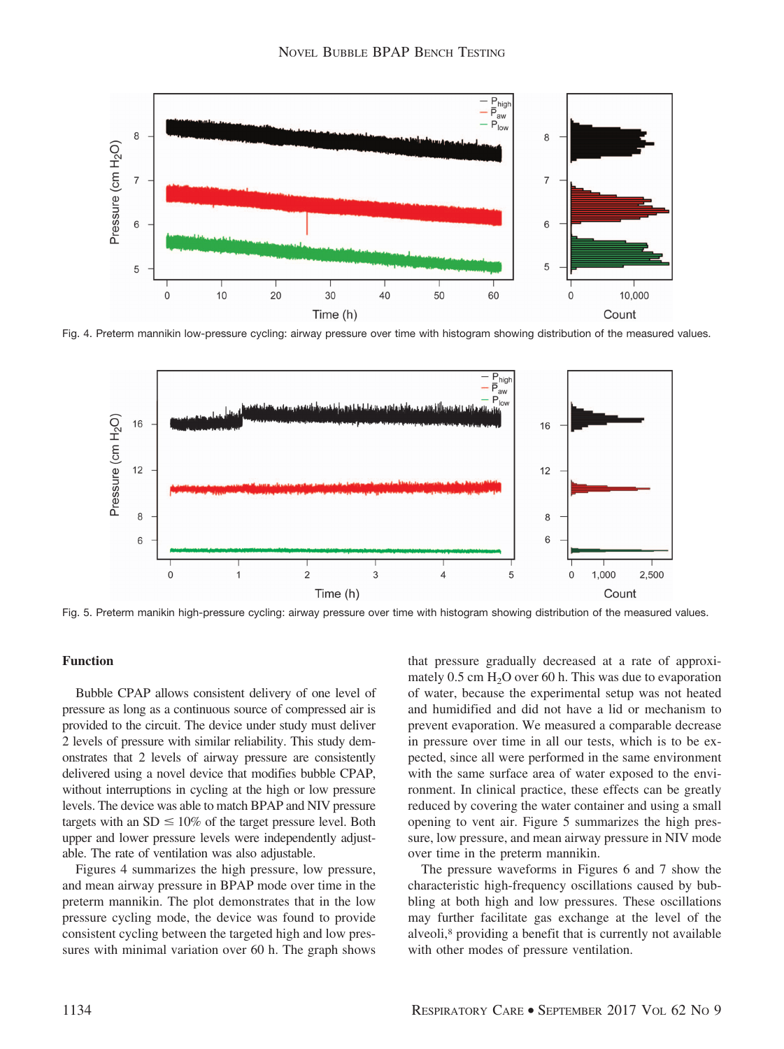Fig. 4. Preterm mannikin low-pressure cycling: airway pressure over time with histogram showing distribution of the measured values.

Fig. 5. Preterm manikin high-pressure cycling: airway pressure over time with histogram showing distribution of the measured values.

### Function

Bubble CPAP allows consistent delivery of one level of pressure as long as a continuous source of compressed air is provided to the circuit. The device under study must deliver 2 levels of pressure with similar reliability. This study demonstrates that 2 levels of airway pressure are consistently delivered using a novel device that modifies bubble CPAP, without interruptions in cycling at the high or low pressure levels. The device was able to match BPAP and NIV pressure targets with an SD $\leq$ 10% of the target pressure level. Both upper and lower pressure levels were independently adjustable. The rate of ventilation was also adjustable.

Figures 4 summarizes the high pressure, low pressure, and mean airway pressure in BPAP mode over time in the preterm mannikin. The plot demonstrates that in the low pressure cycling mode, the device was found to provide consistent cycling between the targeted high and low pressures with minimal variation over 60 h. The graph shows that pressure gradually decreased at a rate of approximately 0.5 cm $H_2O$ over 60 h. This was due to evaporation of water, because the experimental setup was not heated and humidified and did not have a lid or mechanism to prevent evaporation. We measured a comparable decrease in pressure over time in all our tests, which is to be expected, since all were performed in the same environment with the same surface area of water exposed to the environment. In clinical practice, these effects can be greatly reduced by covering the water container and using a small opening to vent air. Figure 5 summarizes the high pressure, low pressure, and mean airway pressure in NIV mode over time in the preterm mannikin.

The pressure waveforms in Figures 6 and 7 show the characteristic high-frequency oscillations caused by bubbling at both high and low pressures. These oscillations may further facilitate gas exchange at the level of the alveoli,[8] providing a benefit that is currently not available with other modes of pressure ventilation.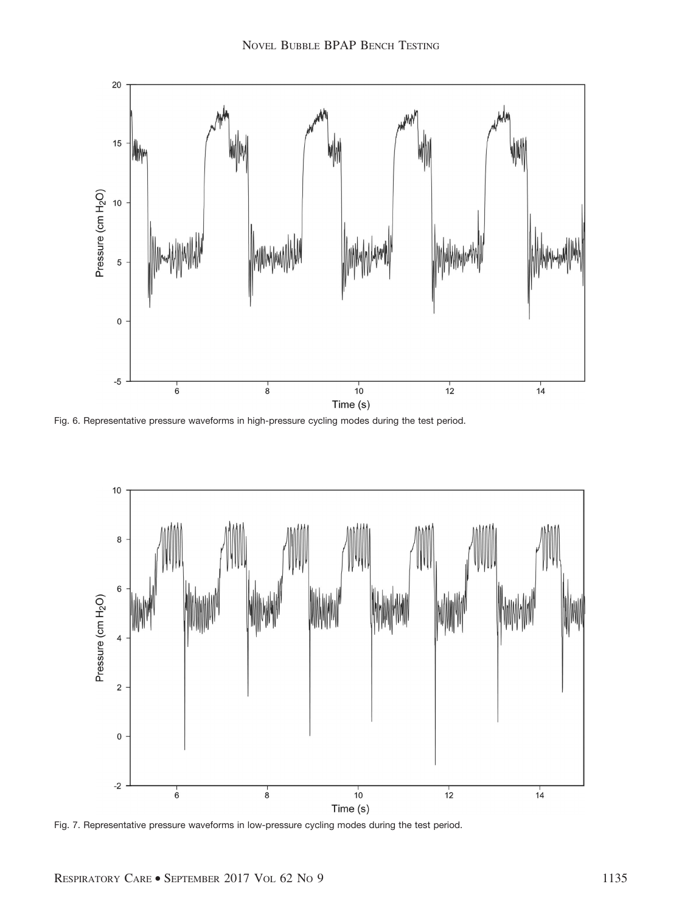Fig. 6. Representative pressure waveforms in high-pressure cycling modes during the test period.

Fig. 7. Representative pressure waveforms in low-pressure cycling modes during the test period.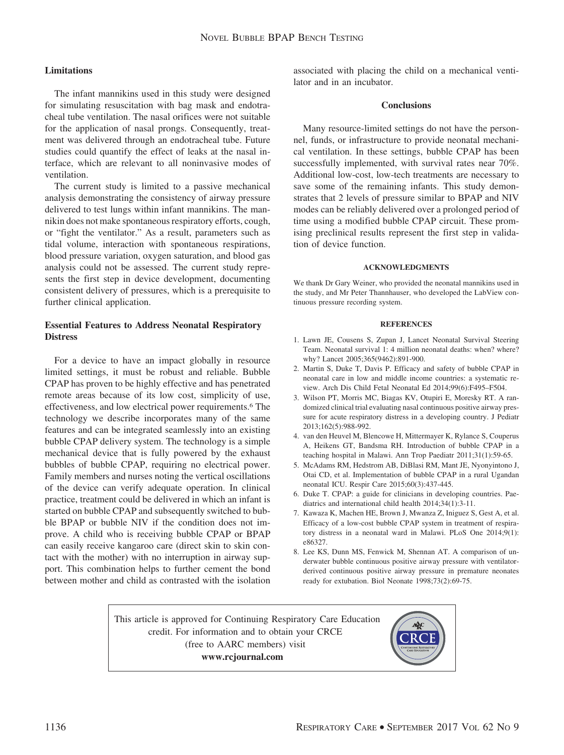### Limitations

The infant mannikins used in this study were designed for simulating resuscitation with bag mask and endotracheal tube ventilation. The nasal orifices were not suitable for the application of nasal prongs. Consequently, treatment was delivered through an endotracheal tube. Future studies could quantify the effect of leaks at the nasal interface, which are relevant to all noninvasive modes of ventilation.

The current study is limited to a passive mechanical analysis demonstrating the consistency of airway pressure delivered to test lungs within infant mannikins. The mannikin does not make spontaneous respiratory efforts, cough, or "fight the ventilator." As a result, parameters such as tidal volume, interaction with spontaneous respirations, blood pressure variation, oxygen saturation, and blood gas analysis could not be assessed. The current study represents the first step in device development, documenting consistent delivery of pressures, which is a prerequisite to further clinical application.

### Essential Features to Address Neonatal Respiratory Distress

For a device to have an impact globally in resource limited settings, it must be robust and reliable. Bubble CPAP has proven to be highly effective and has penetrated remote areas because of its low cost, simplicity of use, effectiveness, and low electrical power requirements.[6] The technology we describe incorporates many of the same features and can be integrated seamlessly into an existing bubble CPAP delivery system. The technology is a simple mechanical device that is fully powered by the exhaust bubbles of bubble CPAP, requiring no electrical power. Family members and nurses noting the vertical oscillations of the device can verify adequate operation. In clinical practice, treatment could be delivered in which an infant is started on bubble CPAP and subsequently switched to bubble BPAP or bubble NIV if the condition does not improve. A child who is receiving bubble CPAP or BPAP can easily receive kangaroo care (direct skin to skin contact with the mother) with no interruption in airway support. This combination helps to further cement the bond between mother and child as contrasted with the isolation associated with placing the child on a mechanical ventilator and in an incubator.

### Conclusions

Many resource-limited settings do not have the personnel, funds, or infrastructure to provide neonatal mechanical ventilation. In these settings, bubble CPAP has been successfully implemented, with survival rates near 70%. Additional low-cost, low-tech treatments are necessary to save some of the remaining infants. This study demonstrates that 2 levels of pressure similar to BPAP and NIV modes can be reliably delivered over a prolonged period of time using a modified bubble CPAP circuit. These promising preclinical results represent the first step in validation of device function.

#### ACKNOWLEDGMENTS

We thank Dr Gary Weiner, who provided the neonatal mannikins used in the study, and Mr Peter Thannhauser, who developed the LabView continuous pressure recording system.

#### REFERENCES

1. Lawn JE, Cousens S, Zupan J, Lancet Neonatal Survival Steering Team. Neonatal survival 1: 4 million neonatal deaths: when? where? why? Lancet 2005;365(9462):891-900.
2. Martin S, Duke T, Davis P. Efficacy and safety of bubble CPAP in neonatal care in low and middle income countries: a systematic review. Arch Dis Child Fetal Neonatal Ed 2014;99(6):F495–F504.
3. Wilson PT, Morris MC, Biagas KV, Otupiri E, Moresky RT. A randomized clinical trial evaluating nasal continuous positive airway pressure for acute respiratory distress in a developing country. J Pediatr 2013;162(5):988-992.
4. van den Heuvel M, Blencowe H, Mittermayer K, Rylance S, Couperus A, Heikens GT, Bandsma RH. Introduction of bubble CPAP in a teaching hospital in Malawi. Ann Trop Paediatr 2011;31(1):59-65.
5. McAdams RM, Hedstrom AB, DiBlasi RM, Mant JE, Nyonyintono J, Otai CD, et al. Implementation of bubble CPAP in a rural Ugandan neonatal ICU. Respir Care 2015;60(3):437-445.
6. Duke T. CPAP: a guide for clinicians in developing countries. Paediatrics and international child health 2014;34(1):3-11.
7. Kawaza K, Machen HE, Brown J, Mwanza Z, Iniguez S, Gest A, et al. Efficacy of a low-cost bubble CPAP system in treatment of respiratory distress in a neonatal ward in Malawi. PLoS One 2014;9(1): e86327.
8. Lee KS, Dunn MS, Fenwick M, Shennan AT. A comparison of underwater bubble continuous positive airway pressure with ventilator-derived continuous positive airway pressure in premature neonates ready for extubation. Biol Neonate 1998;73(2):69-75.

This article is approved for Continuing Respiratory Care Education credit. For information and to obtain your CRCE (free to AARC members) visit **www.rcjournal.com**